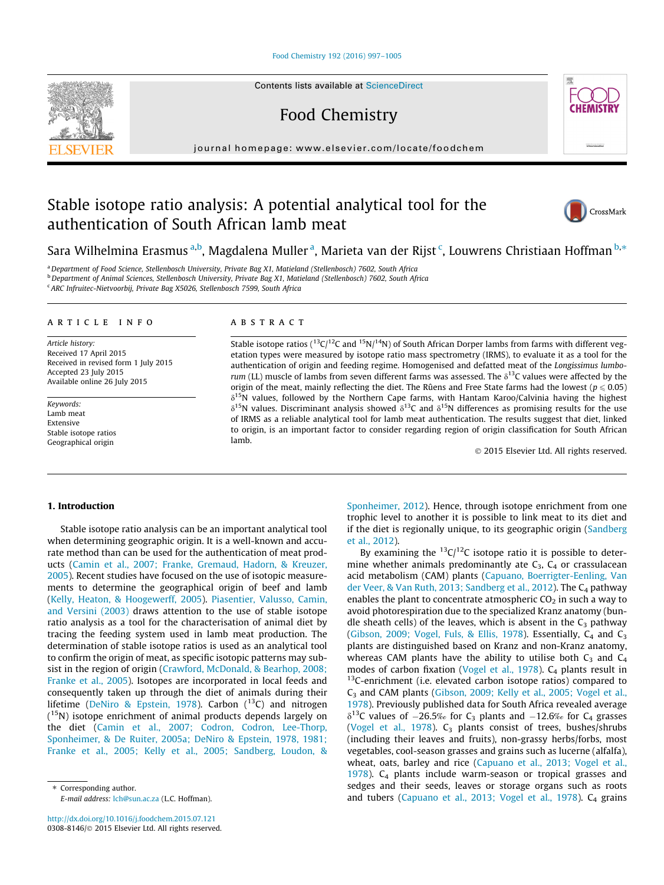# Stable isotope ratio analysis: A potential analytical tool for the authentication of South African lamb meat

Sara Wilhelmina Erasmus [a,b], Magdalena Muller [a], Marieta van der Rijst [c], Louwrens Christiaan Hoffman [b,*]

[a] Department of Food Science, Stellenbosch University, Private Bag X1, Matieland (Stellenbosch) 7602, South Africa
[b] Department of Animal Sciences, Stellenbosch University, Private Bag X1, Matieland (Stellenbosch) 7602, South Africa
[c] ARC Infruitec-Nietvoorbij, Private Bag X5026, Stellenbosch 7599, South Africa

## ARTICLE INFO

*Article history:*
Received 17 April 2015
Received in revised form 1 July 2015
Accepted 23 July 2015
Available online 26 July 2015

*Keywords:*
Lamb meat
Extensive
Stable isotope ratios
Geographical origin

## ABSTRACT

Stable isotope ratios ($^{13}C/^{12}C$ and $^{15}N/^{14}N$) of South African Dorper lambs from farms with different vegetation types were measured by isotope ratio mass spectrometry (IRMS), to evaluate it as a tool for the authentication of origin and feeding regime. Homogenised and defatted meat of the *Longissimus lumborum* (LL) muscle of lambs from seven different farms was assessed. The $\delta^{13}C$ values were affected by the origin of the meat, mainly reflecting the diet. The Rûens and Free State farms had the lowest ($p \leqslant 0.05$) $\delta^{15}N$ values, followed by the Northern Cape farms, with Hantam Karoo/Calvinia having the highest $\delta^{15}N$ values. Discriminant analysis showed $\delta^{13}C$ and $\delta^{15}N$ differences as promising results for the use of IRMS as a reliable analytical tool for lamb meat authentication. The results suggest that diet, linked to origin, is an important factor to consider regarding region of origin classification for South African lamb.

© 2015 Elsevier Ltd. All rights reserved.

## 1. Introduction

Stable isotope ratio analysis can be an important analytical tool when determining geographic origin. It is a well-known and accurate method than can be used for the authentication of meat products (Camin et al., 2007; Franke, Gremaud, Hadorn, & Kreuzer, 2005). Recent studies have focused on the use of isotopic measurements to determine the geographical origin of beef and lamb (Kelly, Heaton, & Hoogewerff, 2005). Piasentier, Valusso, Camin, and Versini (2003) draws attention to the use of stable isotope ratio analysis as a tool for the characterisation of animal diet by tracing the feeding system used in lamb meat production. The determination of stable isotope ratios is used as an analytical tool to confirm the origin of meat, as specific isotopic patterns may subsist in the region of origin (Crawford, McDonald, & Bearhop, 2008; Franke et al., 2005). Isotopes are incorporated in local feeds and consequently taken up through the diet of animals during their lifetime (DeNiro & Epstein, 1978). Carbon ($^{13}C$) and nitrogen ($^{15}N$) isotope enrichment of animal products depends largely on the diet (Camin et al., 2007; Codron, Codron, Lee-Thorp, Sponheimer, & De Ruiter, 2005a; DeNiro & Epstein, 1978, 1981; Franke et al., 2005; Kelly et al., 2005; Sandberg, Loudon, & Sponheimer, 2012). Hence, through isotope enrichment from one trophic level to another it is possible to link meat to its diet and if the diet is regionally unique, to its geographic origin (Sandberg et al., 2012).

By examining the $^{13}C/^{12}C$ isotope ratio it is possible to determine whether animals predominantly ate $C_3$, $C_4$ or crassulacean acid metabolism (CAM) plants (Capuano, Boerrigter-Eenling, Van der Veer, & Van Ruth, 2013; Sandberg et al., 2012). The $C_4$ pathway enables the plant to concentrate atmospheric $CO_2$ in such a way to avoid photorespiration due to the specialized Kranz anatomy (bundle sheath cells) of the leaves, which is absent in the $C_3$ pathway (Gibson, 2009; Vogel, Fuls, & Ellis, 1978). Essentially, $C_4$ and $C_3$ plants are distinguished based on Kranz and non-Kranz anatomy, whereas CAM plants have the ability to utilise both $C_3$ and $C_4$ modes of carbon fixation (Vogel et al., 1978). $C_4$ plants result in $^{13}C$-enrichment (i.e. elevated carbon isotope ratios) compared to $C_3$ and CAM plants (Gibson, 2009; Kelly et al., 2005; Vogel et al., 1978). Previously published data for South Africa revealed average $\delta^{13}C$ values of −26.5‰ for $C_3$ plants and −12.6‰ for $C_4$ grasses (Vogel et al., 1978). $C_3$ plants consist of trees, bushes/shrubs (including their leaves and fruits), non-grassy herbs/forbs, most vegetables, cool-season grasses and grains such as lucerne (alfalfa), wheat, oats, barley and rice (Capuano et al., 2013; Vogel et al., 1978). $C_4$ plants include warm-season or tropical grasses and sedges and their seeds, leaves or storage organs such as roots and tubers (Capuano et al., 2013; Vogel et al., 1978). $C_4$ grains

* Corresponding author.
E-mail address: lch@sun.ac.za (L.C. Hoffman).

http://dx.doi.org/10.1016/j.foodchem.2015.07.121
0308-8146/© 2015 Elsevier Ltd. All rights reserved.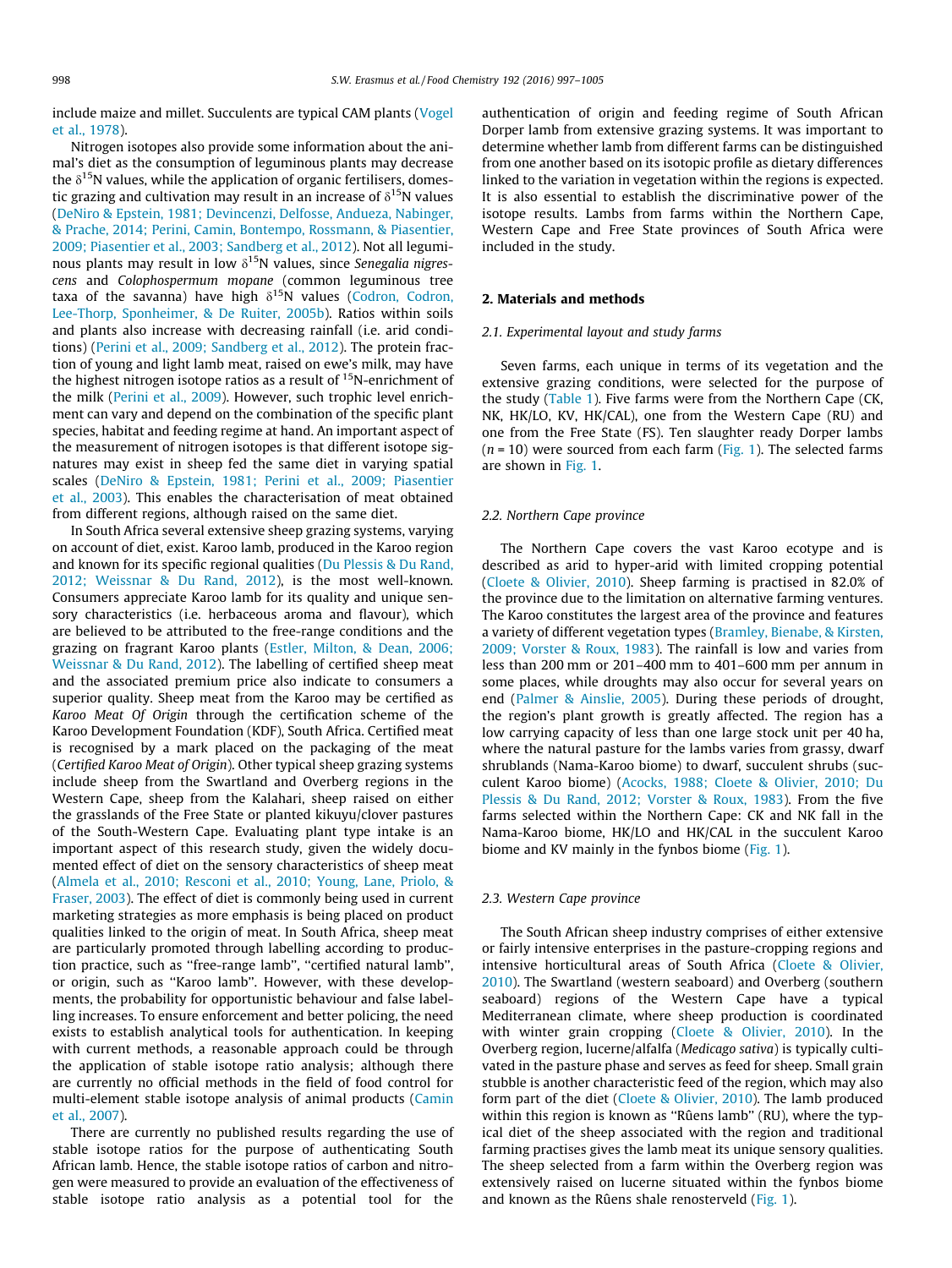include maize and millet. Succulents are typical CAM plants (Vogel et al., 1978).

Nitrogen isotopes also provide some information about the animal's diet as the consumption of leguminous plants may decrease the $\delta^{15}N$ values, while the application of organic fertilisers, domestic grazing and cultivation may result in an increase of $\delta^{15}N$ values (DeNiro & Epstein, 1981; Devincenzi, Delfosse, Andueza, Nabinger, & Prache, 2014; Perini, Camin, Bontempo, Rossmann, & Piasentier, 2009; Piasentier et al., 2003; Sandberg et al., 2012). Not all leguminous plants may result in low $\delta^{15}N$ values, since *Senegalia nigrescens* and *Colophospermum mopane* (common leguminous tree taxa of the savanna) have high $\delta^{15}N$ values (Codron, Codron, Lee-Thorp, Sponheimer, & De Ruiter, 2005b). Ratios within soils and plants also increase with decreasing rainfall (i.e. arid conditions) (Perini et al., 2009; Sandberg et al., 2012). The protein fraction of young and light lamb meat, raised on ewe's milk, may have the highest nitrogen isotope ratios as a result of $^{15}N$-enrichment of the milk (Perini et al., 2009). However, such trophic level enrichment can vary and depend on the combination of the specific plant species, habitat and feeding regime at hand. An important aspect of the measurement of nitrogen isotopes is that different isotope signatures may exist in sheep fed the same diet in varying spatial scales (DeNiro & Epstein, 1981; Perini et al., 2009; Piasentier et al., 2003). This enables the characterisation of meat obtained from different regions, although raised on the same diet.

In South Africa several extensive sheep grazing systems, varying on account of diet, exist. Karoo lamb, produced in the Karoo region and known for its specific regional qualities (Du Plessis & Du Rand, 2012; Weissnar & Du Rand, 2012), is the most well-known. Consumers appreciate Karoo lamb for its quality and unique sensory characteristics (i.e. herbaceous aroma and flavour), which are believed to be attributed to the free-range conditions and the grazing on fragrant Karoo plants (Estler, Milton, & Dean, 2006; Weissnar & Du Rand, 2012). The labelling of certified sheep meat and the associated premium price also indicate to consumers a superior quality. Sheep meat from the Karoo may be certified as *Karoo Meat Of Origin* through the certification scheme of the Karoo Development Foundation (KDF), South Africa. Certified meat is recognised by a mark placed on the packaging of the meat (*Certified Karoo Meat of Origin*). Other typical sheep grazing systems include sheep from the Swartland and Overberg regions in the Western Cape, sheep from the Kalahari, sheep raised on either the grasslands of the Free State or planted kikuyu/clover pastures of the South-Western Cape. Evaluating plant type intake is an important aspect of this research study, given the widely documented effect of diet on the sensory characteristics of sheep meat (Almela et al., 2010; Resconi et al., 2010; Young, Lane, Priolo, & Fraser, 2003). The effect of diet is commonly being used in current marketing strategies as more emphasis is being placed on product qualities linked to the origin of meat. In South Africa, sheep meat are particularly promoted through labelling according to production practice, such as "free-range lamb", "certified natural lamb", or origin, such as "Karoo lamb". However, with these developments, the probability for opportunistic behaviour and false labelling increases. To ensure enforcement and better policing, the need exists to establish analytical tools for authentication. In keeping with current methods, a reasonable approach could be through the application of stable isotope ratio analysis; although there are currently no official methods in the field of food control for multi-element stable isotope analysis of animal products (Camin et al., 2007).

There are currently no published results regarding the use of stable isotope ratios for the purpose of authenticating South African lamb. Hence, the stable isotope ratios of carbon and nitrogen were measured to provide an evaluation of the effectiveness of stable isotope ratio analysis as a potential tool for the authentication of origin and feeding regime of South African Dorper lamb from extensive grazing systems. It was important to determine whether lamb from different farms can be distinguished from one another based on its isotopic profile as dietary differences linked to the variation in vegetation within the regions is expected. It is also essential to establish the discriminative power of the isotope results. Lambs from farms within the Northern Cape, Western Cape and Free State provinces of South Africa were included in the study.

## 2. Materials and methods

### 2.1. Experimental layout and study farms

Seven farms, each unique in terms of its vegetation and the extensive grazing conditions, were selected for the purpose of the study (Table 1). Five farms were from the Northern Cape (CK, NK, HK/LO, KV, HK/CAL), one from the Western Cape (RU) and one from the Free State (FS). Ten slaughter ready Dorper lambs ($n = 10$) were sourced from each farm (Fig. 1). The selected farms are shown in Fig. 1.

### 2.2. Northern Cape province

The Northern Cape covers the vast Karoo ecotype and is described as arid to hyper-arid with limited cropping potential (Cloete & Olivier, 2010). Sheep farming is practised in 82.0% of the province due to the limitation on alternative farming ventures. The Karoo constitutes the largest area of the province and features a variety of different vegetation types (Bramley, Bienabe, & Kirsten, 2009; Vorster & Roux, 1983). The rainfall is low and varies from less than 200 mm or 201–400 mm to 401–600 mm per annum in some places, while droughts may also occur for several years on end (Palmer & Ainslie, 2005). During these periods of drought, the region's plant growth is greatly affected. The region has a low carrying capacity of less than one large stock unit per 40 ha, where the natural pasture for the lambs varies from grassy, dwarf shrublands (Nama-Karoo biome) to dwarf, succulent shrubs (succulent Karoo biome) (Acocks, 1988; Cloete & Olivier, 2010; Du Plessis & Du Rand, 2012; Vorster & Roux, 1983). From the five farms selected within the Northern Cape: CK and NK fall in the Nama-Karoo biome, HK/LO and HK/CAL in the succulent Karoo biome and KV mainly in the fynbos biome (Fig. 1).

### 2.3. Western Cape province

The South African sheep industry comprises of either extensive or fairly intensive enterprises in the pasture-cropping regions and intensive horticultural areas of South Africa (Cloete & Olivier, 2010). The Swartland (western seaboard) and Overberg (southern seaboard) regions of the Western Cape have a typical Mediterranean climate, where sheep production is coordinated with winter grain cropping (Cloete & Olivier, 2010). In the Overberg region, lucerne/alfalfa (*Medicago sativa*) is typically cultivated in the pasture phase and serves as feed for sheep. Small grain stubble is another characteristic feed of the region, which may also form part of the diet (Cloete & Olivier, 2010). The lamb produced within this region is known as "Rûens lamb" (RU), where the typical diet of the sheep associated with the region and traditional farming practises gives the lamb meat its unique sensory qualities. The sheep selected from a farm within the Overberg region was extensively raised on lucerne situated within the fynbos biome and known as the Rûens shale renosterveld (Fig. 1).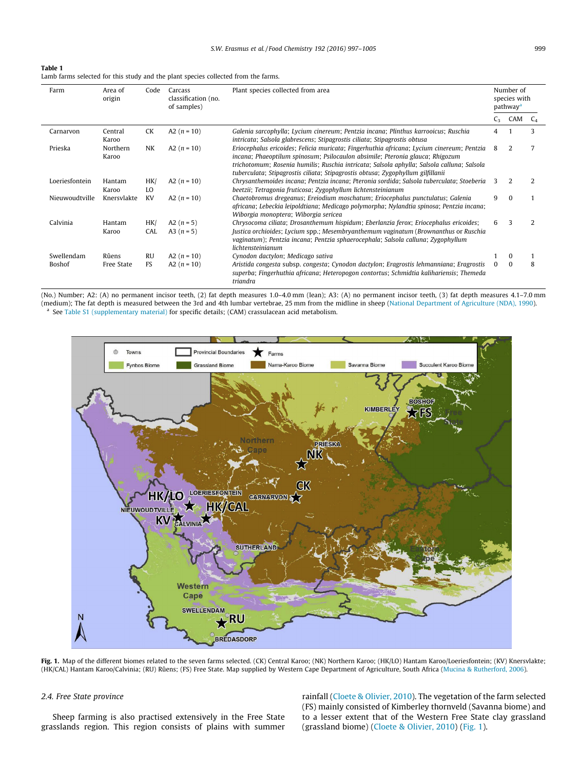**Table 1**
Lamb farms selected for this study and the plant species collected from the farms.

| Farm | Area of origin | Code | Carcass classification (no. of samples) | Plant species collected from area | Number of species with pathway[a] | | |
|---|---|---|---|---|---|---|---|
| | | | | | $C_3$ | CAM | $C_4$ |
| Carnarvon | Central Karoo | CK | A2 ($n$ = 10) | *Galenia sarcophylla*; *Lycium cinereum*; *Pentzia incana*; *Plinthus karrooicus*; *Ruschia intricata*; *Salsola glabrescens*; *Stipagrostis ciliata*; *Stipagrostis obtusa* | 4 | 1 | 3 |
| Prieska | Northern Karoo | NK | A2 ($n$ = 10) | *Eriocephalus ericoides*; *Felicia muricata*; *Fingerhuthia africana*; *Lycium cinereum*; *Pentzia incana*; *Phaeoptilum spinosum*; *Psilocaulon absimile*; *Pteronia glauca*; *Rhigozum trichotomum*; *Rosenia humilis*; *Ruschia intricata*; *Salsola aphylla*; *Salsola calluna*; *Salsola tuberculata*; *Stipagrostis ciliata*; *Stipagrostis obtusa*; *Zygophyllum gilfillanii* | 8 | 2 | 7 |
| Loeriesfontein | Hantam Karoo | HK/LO | A2 ($n$ = 10) | *Chrysanthemoides incana*; *Pentzia incana*; *Pteronia sordida*; *Salsola tuberculata*; *Stoeberia beetzii*; *Tetragonia fruticosa*; *Zygophyllum lichtensteinianum* | 3 | 2 | 2 |
| Nieuwoudtville | Knersvlakte | KV | A2 ($n$ = 10) | *Chaetobromus dregeanus*; *Ereiodium moschatum*; *Eriocephalus punctulatus*; *Galenia africana*; *Lebeckia leipoldtiana*; *Medicago polymorpha*; *Nylandtia spinosa*; *Pentzia incana*; *Wiborgia monoptera*; *Wiborgia sericea* | 9 | 0 | 1 |
| Calvinia | Hantam Karoo | HK/CAL | A2 ($n$ = 5) A3 ($n$ = 5) | *Chrysocoma ciliata*; *Drosanthemum hispidum*; *Eberlanzia ferox*; *Eriocephalus ericoides*; *Justica orchioides*; *Lycium* spp.; *Mesembryanthemum vaginatum* (*Brownanthus* or *Ruschia vaginatum*); *Pentzia incana*; *Pentzia sphaerocephala*; *Salsola calluna*; *Zygophyllum lichtensteinianum* | 6 | 3 | 2 |
| Swellendam | Rûens | RU | A2 ($n$ = 10) | *Cynodon dactylon*; *Medicago sativa* | 1 | 0 | 1 |
| Boshof | Free State | FS | A2 ($n$ = 10) | *Aristida congesta* subsp. *congesta*; *Cynodon dactylon*; *Eragrostis lehmanniana*; *Eragrostis superba*; *Fingerhuthia africana*; *Heteropogon contortus*; *Schmidtia kalihariensis*; *Themeda triandra* | 0 | 0 | 8 |

(No.) Number; A2: (A) no permanent incisor teeth, (2) fat depth measures 1.0–4.0 mm (lean); A3: (A) no permanent incisor teeth, (3) fat depth measures 4.1–7.0 mm (medium); The fat depth is measured between the 3rd and 4th lumbar vertebrae, 25 mm from the midline in sheep (National Department of Agriculture (NDA), 1990).
[a] See Table S1 (supplementary material) for specific details; (CAM) crassulacean acid metabolism.

**Fig. 1.** Map of the different biomes related to the seven farms selected. (CK) Central Karoo; (NK) Northern Karoo; (HK/LO) Hantam Karoo/Loeriesfontein; (KV) Knersvlakte; (HK/CAL) Hantam Karoo/Calvinia; (RU) Rûens; (FS) Free State. Map supplied by Western Cape Department of Agriculture, South Africa (Mucina & Rutherford, 2006).

### 2.4. Free State province

Sheep farming is also practised extensively in the Free State grasslands region. This region consists of plains with summer rainfall (Cloete & Olivier, 2010). The vegetation of the farm selected (FS) mainly consisted of Kimberley thornveld (Savanna biome) and to a lesser extent that of the Western Free State clay grassland (grassland biome) (Cloete & Olivier, 2010) (Fig. 1).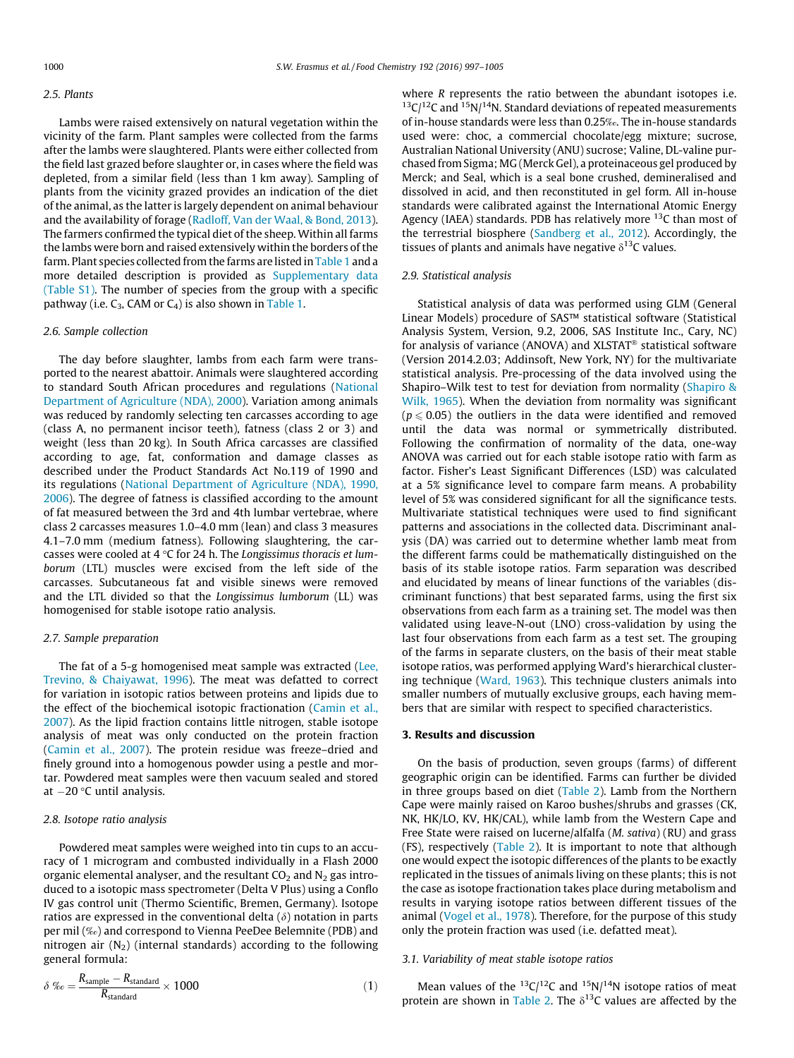### 2.5. Plants

Lambs were raised extensively on natural vegetation within the vicinity of the farm. Plant samples were collected from the farms after the lambs were slaughtered. Plants were either collected from the field last grazed before slaughter or, in cases where the field was depleted, from a similar field (less than 1 km away). Sampling of plants from the vicinity grazed provides an indication of the diet of the animal, as the latter is largely dependent on animal behaviour and the availability of forage (Radloff, Van der Waal, & Bond, 2013). The farmers confirmed the typical diet of the sheep. Within all farms the lambs were born and raised extensively within the borders of the farm. Plant species collected from the farms are listed in Table 1 and a more detailed description is provided as Supplementary data (Table S1). The number of species from the group with a specific pathway (i.e. $C_3$, CAM or $C_4$) is also shown in Table 1.

### 2.6. Sample collection

The day before slaughter, lambs from each farm were transported to the nearest abattoir. Animals were slaughtered according to standard South African procedures and regulations (National Department of Agriculture (NDA), 2000). Variation among animals was reduced by randomly selecting ten carcasses according to age (class A, no permanent incisor teeth), fatness (class 2 or 3) and weight (less than 20 kg). In South Africa carcasses are classified according to age, fat, conformation and damage classes as described under the Product Standards Act No.119 of 1990 and its regulations (National Department of Agriculture (NDA), 1990, 2006). The degree of fatness is classified according to the amount of fat measured between the 3rd and 4th lumbar vertebrae, where class 2 carcasses measures 1.0–4.0 mm (lean) and class 3 measures 4.1–7.0 mm (medium fatness). Following slaughtering, the carcasses were cooled at 4 °C for 24 h. The *Longissimus thoracis et lumborum* (LTL) muscles were excised from the left side of the carcasses. Subcutaneous fat and visible sinews were removed and the LTL divided so that the *Longissimus lumborum* (LL) was homogenised for stable isotope ratio analysis.

### 2.7. Sample preparation

The fat of a 5-g homogenised meat sample was extracted (Lee, Trevino, & Chaiyawat, 1996). The meat was defatted to correct for variation in isotopic ratios between proteins and lipids due to the effect of the biochemical isotopic fractionation (Camin et al., 2007). As the lipid fraction contains little nitrogen, stable isotope analysis of meat was only conducted on the protein fraction (Camin et al., 2007). The protein residue was freeze–dried and finely ground into a homogenous powder using a pestle and mortar. Powdered meat samples were then vacuum sealed and stored at −20 °C until analysis.

### 2.8. Isotope ratio analysis

Powdered meat samples were weighed into tin cups to an accuracy of 1 microgram and combusted individually in a Flash 2000 organic elemental analyser, and the resultant $CO_2$ and $N_2$ gas introduced to a isotopic mass spectrometer (Delta V Plus) using a Conflo IV gas control unit (Thermo Scientific, Bremen, Germany). Isotope ratios are expressed in the conventional delta ($\delta$) notation in parts per mil (‰) and correspond to Vienna PeeDee Belemnite (PDB) and nitrogen air ($N_2$) (internal standards) according to the following general formula:

$$\delta\ ‰ = \frac{R_{\text{sample}} - R_{\text{standard}}}{R_{\text{standard}}} \times 1000 \tag{1}$$

where $R$ represents the ratio between the abundant isotopes i.e. $^{13}C/^{12}C$ and $^{15}N/^{14}N$. Standard deviations of repeated measurements of in-house standards were less than 0.25‰. The in-house standards used were: choc, a commercial chocolate/egg mixture; sucrose, Australian National University (ANU) sucrose; Valine, DL-valine purchased from Sigma; MG (Merck Gel), a proteinaceous gel produced by Merck; and Seal, which is a seal bone crushed, demineralised and dissolved in acid, and then reconstituted in gel form. All in-house standards were calibrated against the International Atomic Energy Agency (IAEA) standards. PDB has relatively more $^{13}C$ than most of the terrestrial biosphere (Sandberg et al., 2012). Accordingly, the tissues of plants and animals have negative $\delta^{13}C$ values.

### 2.9. Statistical analysis

Statistical analysis of data was performed using GLM (General Linear Models) procedure of SAS™ statistical software (Statistical Analysis System, Version, 9.2, 2006, SAS Institute Inc., Cary, NC) for analysis of variance (ANOVA) and XLSTAT® statistical software (Version 2014.2.03; Addinsoft, New York, NY) for the multivariate statistical analysis. Pre-processing of the data involved using the Shapiro–Wilk test to test for deviation from normality (Shapiro & Wilk, 1965). When the deviation from normality was significant ($p \leq 0.05$) the outliers in the data were identified and removed until the data was normal or symmetrically distributed. Following the confirmation of normality of the data, one-way ANOVA was carried out for each stable isotope ratio with farm as factor. Fisher's Least Significant Differences (LSD) was calculated at a 5% significance level to compare farm means. A probability level of 5% was considered significant for all the significance tests. Multivariate statistical techniques were used to find significant patterns and associations in the collected data. Discriminant analysis (DA) was carried out to determine whether lamb meat from the different farms could be mathematically distinguished on the basis of its stable isotope ratios. Farm separation was described and elucidated by means of linear functions of the variables (discriminant functions) that best separated farms, using the first six observations from each farm as a training set. The model was then validated using leave-N-out (LNO) cross-validation by using the last four observations from each farm as a test set. The grouping of the farms in separate clusters, on the basis of their meat stable isotope ratios, was performed applying Ward's hierarchical clustering technique (Ward, 1963). This technique clusters animals into smaller numbers of mutually exclusive groups, each having members that are similar with respect to specified characteristics.

## 3. Results and discussion

On the basis of production, seven groups (farms) of different geographic origin can be identified. Farms can further be divided in three groups based on diet (Table 2). Lamb from the Northern Cape were mainly raised on Karoo bushes/shrubs and grasses (CK, NK, HK/LO, KV, HK/CAL), while lamb from the Western Cape and Free State were raised on lucerne/alfalfa (*M. sativa*) (RU) and grass (FS), respectively (Table 2). It is important to note that although one would expect the isotopic differences of the plants to be exactly replicated in the tissues of animals living on these plants; this is not the case as isotope fractionation takes place during metabolism and results in varying isotope ratios between different tissues of the animal (Vogel et al., 1978). Therefore, for the purpose of this study only the protein fraction was used (i.e. defatted meat).

### 3.1. Variability of meat stable isotope ratios

Mean values of the $^{13}C/^{12}C$ and $^{15}N/^{14}N$ isotope ratios of meat protein are shown in Table 2. The $\delta^{13}C$ values are affected by the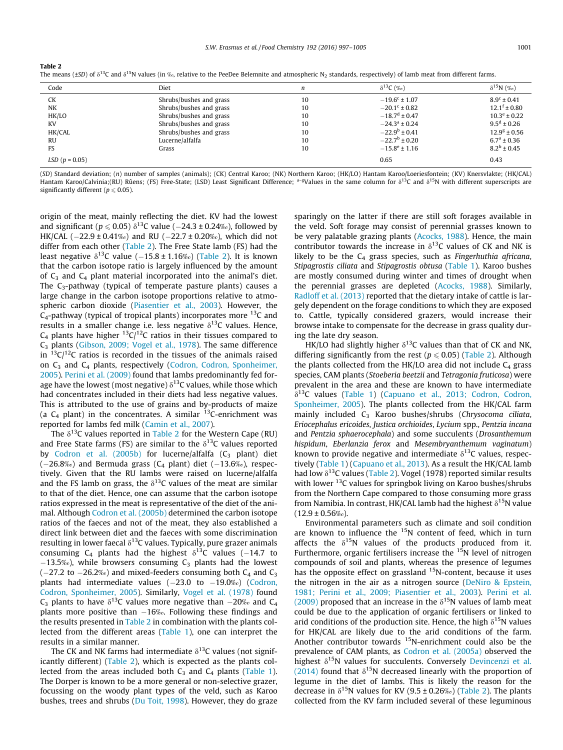**Table 2**
The means (±SD) of $\delta^{13}C$ and $\delta^{15}N$ values (in ‰, relative to the PeeDee Belemnite and atmospheric $N_2$ standards, respectively) of lamb meat from different farms.

| Code | Diet | n | $\delta^{13}C$ (‰) | $\delta^{15}N$ (‰) |
|---|---|---|---|---|
| CK | Shrubs/bushes and grass | 10 | $-19.6^{c} \pm 1.07$ | $8.9^{c} \pm 0.41$ |
| NK | Shrubs/bushes and grass | 10 | $-20.1^{c} \pm 0.82$ | $12.1^{f} \pm 0.80$ |
| HK/LO | Shrubs/bushes and grass | 10 | $-18.7^{d} \pm 0.47$ | $10.3^{e} \pm 0.22$ |
| KV | Shrubs/bushes and grass | 10 | $-24.3^{a} \pm 0.24$ | $9.5^{d} \pm 0.26$ |
| HK/CAL | Shrubs/bushes and grass | 10 | $-22.9^{b} \pm 0.41$ | $12.9^{g} \pm 0.56$ |
| RU | Lucerne/alfalfa | 10 | $-22.7^{b} \pm 0.20$ | $6.7^{a} \pm 0.36$ |
| FS | Grass | 10 | $-15.8^{e} \pm 1.16$ | $8.2^{b} \pm 0.45$ |
| LSD ($p = 0.05$) | | | 0.65 | 0.43 |

(SD) Standard deviation; (n) number of samples (animals); (CK) Central Karoo; (NK) Northern Karoo; (HK/LO) Hantam Karoo/Loeriesfontein; (KV) Knersvlakte; (HK/CAL) Hantam Karoo/Calvinia;(RU) Rûens; (FS) Free-State; (LSD) Least Significant Difference; [a–g]Values in the same column for $\delta^{13}C$ and $\delta^{15}N$ with different superscripts are significantly different ($p \leqslant 0.05$).

origin of the meat, mainly reflecting the diet. KV had the lowest and significant ($p \leqslant 0.05$) $\delta^{13}C$ value (−24.3 ± 0.24‰), followed by HK/CAL (−22.9 ± 0.41‰) and RU (−22.7 ± 0.20‰), which did not differ from each other (Table 2). The Free State lamb (FS) had the least negative $\delta^{13}C$ value (−15.8 ± 1.16‰) (Table 2). It is known that the carbon isotope ratio is largely influenced by the amount of $C_3$ and $C_4$ plant material incorporated into the animal's diet. The $C_3$-pathway (typical of temperate pasture plants) causes a large change in the carbon isotope proportions relative to atmospheric carbon dioxide (Piasentier et al., 2003). However, the $C_4$-pathway (typical of tropical plants) incorporates more $^{13}C$ and results in a smaller change i.e. less negative $\delta^{13}C$ values. Hence, $C_4$ plants have higher $^{13}C/^{12}C$ ratios in their tissues compared to $C_3$ plants (Gibson, 2009; Vogel et al., 1978). The same difference in $^{13}C/^{12}C$ ratios is recorded in the tissues of the animals raised on $C_3$ and $C_4$ plants, respectively (Codron, Codron, Sponheimer, 2005). Perini et al. (2009) found that lambs predominantly fed forage have the lowest (most negative) $\delta^{13}C$ values, while those which had concentrates included in their diets had less negative values. This is attributed to the use of grains and by-products of maize (a $C_4$ plant) in the concentrates. A similar $^{13}C$-enrichment was reported for lambs fed milk (Camin et al., 2007).

The $\delta^{13}C$ values reported in Table 2 for the Western Cape (RU) and Free State farms (FS) are similar to the $\delta^{13}C$ values reported by Codron et al. (2005b) for lucerne/alfalfa ($C_3$ plant) diet (−26.8‰) and Bermuda grass ($C_4$ plant) diet (−13.6‰), respectively. Given that the RU lambs were raised on lucerne/alfalfa and the FS lamb on grass, the $\delta^{13}C$ values of the meat are similar to that of the diet. Hence, one can assume that the carbon isotope ratios expressed in the meat is representative of the diet of the animal. Although Codron et al. (2005b) determined the carbon isotope ratios of the faeces and not of the meat, they also established a direct link between diet and the faeces with some discrimination resulting in lower faecal $\delta^{13}C$ values. Typically, pure grazer animals consuming $C_4$ plants had the highest $\delta^{13}C$ values (−14.7 to −13.5‰), while browsers consuming $C_3$ plants had the lowest (−27.2 to −26.2‰) and mixed-feeders consuming both $C_4$ and $C_3$ plants had intermediate values (−23.0 to −19.0‰) (Codron, Codron, Sponheimer, 2005). Similarly, Vogel et al. (1978) found $C_3$ plants to have $\delta^{13}C$ values more negative than −20‰ and $C_4$ plants more positive than −16‰. Following these findings and the results presented in Table 2 in combination with the plants collected from the different areas (Table 1), one can interpret the results in a similar manner.

The CK and NK farms had intermediate $\delta^{13}C$ values (not significantly different) (Table 2), which is expected as the plants collected from the areas included both $C_3$ and $C_4$ plants (Table 1). The Dorper is known to be a more general or non-selective grazer, focussing on the woody plant types of the veld, such as Karoo bushes, trees and shrubs (Du Toit, 1998). However, they do graze sparingly on the latter if there are still soft forages available in the veld. Soft forage may consist of perennial grasses known to be very palatable grazing plants (Acocks, 1988). Hence, the main contributor towards the increase in $\delta^{13}C$ values of CK and NK is likely to be the $C_4$ grass species, such as *Fingerhuthia africana*, *Stipagrostis ciliata* and *Stipagrostis obtusa* (Table 1). Karoo bushes are mostly consumed during winter and times of drought when the perennial grasses are depleted (Acocks, 1988). Similarly, Radloff et al. (2013) reported that the dietary intake of cattle is largely dependent on the forage conditions to which they are exposed to. Cattle, typically considered grazers, would increase their browse intake to compensate for the decrease in grass quality during the late dry season.

HK/LO had slightly higher $\delta^{13}C$ values than that of CK and NK, differing significantly from the rest ($p \leqslant 0.05$) (Table 2). Although the plants collected from the HK/LO area did not include $C_4$ grass species, CAM plants (*Stoeberia beetzii* and *Tetragonia fruticosa*) were prevalent in the area and these are known to have intermediate $\delta^{13}C$ values (Table 1) (Capuano et al., 2013; Codron, Codron, Sponheimer, 2005). The plants collected from the HK/CAL farm mainly included $C_3$ Karoo bushes/shrubs (*Chrysocoma ciliata*, *Eriocephalus ericoides*, *Justica orchioides*, *Lycium* spp., *Pentzia incana* and *Pentzia sphaerocephala*) and some succulents (*Drosanthemum hispidum*, *Eberlanzia ferox* and *Mesembryanthemum vaginatum*) known to provide negative and intermediate $\delta^{13}C$ values, respectively (Table 1) (Capuano et al., 2013). As a result the HK/CAL lamb had low $\delta^{13}C$ values (Table 2). Vogel (1978) reported similar results with lower $^{13}C$ values for springbok living on Karoo bushes/shrubs from the Northern Cape compared to those consuming more grass from Namibia. In contrast, HK/CAL lamb had the highest $\delta^{15}N$ value (12.9 ± 0.56‰).

Environmental parameters such as climate and soil condition are known to influence the $^{15}N$ content of feed, which in turn affects the $\delta^{15}N$ values of the products produced from it. Furthermore, organic fertilisers increase the $^{15}N$ level of nitrogen compounds of soil and plants, whereas the presence of legumes has the opposite effect on grassland $^{15}N$-content, because it uses the nitrogen in the air as a nitrogen source (DeNiro & Epstein, 1981; Perini et al., 2009; Piasentier et al., 2003). Perini et al. (2009) proposed that an increase in the $\delta^{15}N$ values of lamb meat could be due to the application of organic fertilisers or linked to arid conditions of the production site. Hence, the high $\delta^{15}N$ values for HK/CAL are likely due to the arid conditions of the farm. Another contributor towards $^{15}N$-enrichment could also be the prevalence of CAM plants, as Codron et al. (2005a) observed the highest $\delta^{15}N$ values for succulents. Conversely Devincenzi et al. (2014) found that $\delta^{15}N$ decreased linearly with the proportion of legume in the diet of lambs. This is likely the reason for the decrease in $\delta^{15}N$ values for KV (9.5 ± 0.26‰) (Table 2). The plants collected from the KV farm included several of these leguminous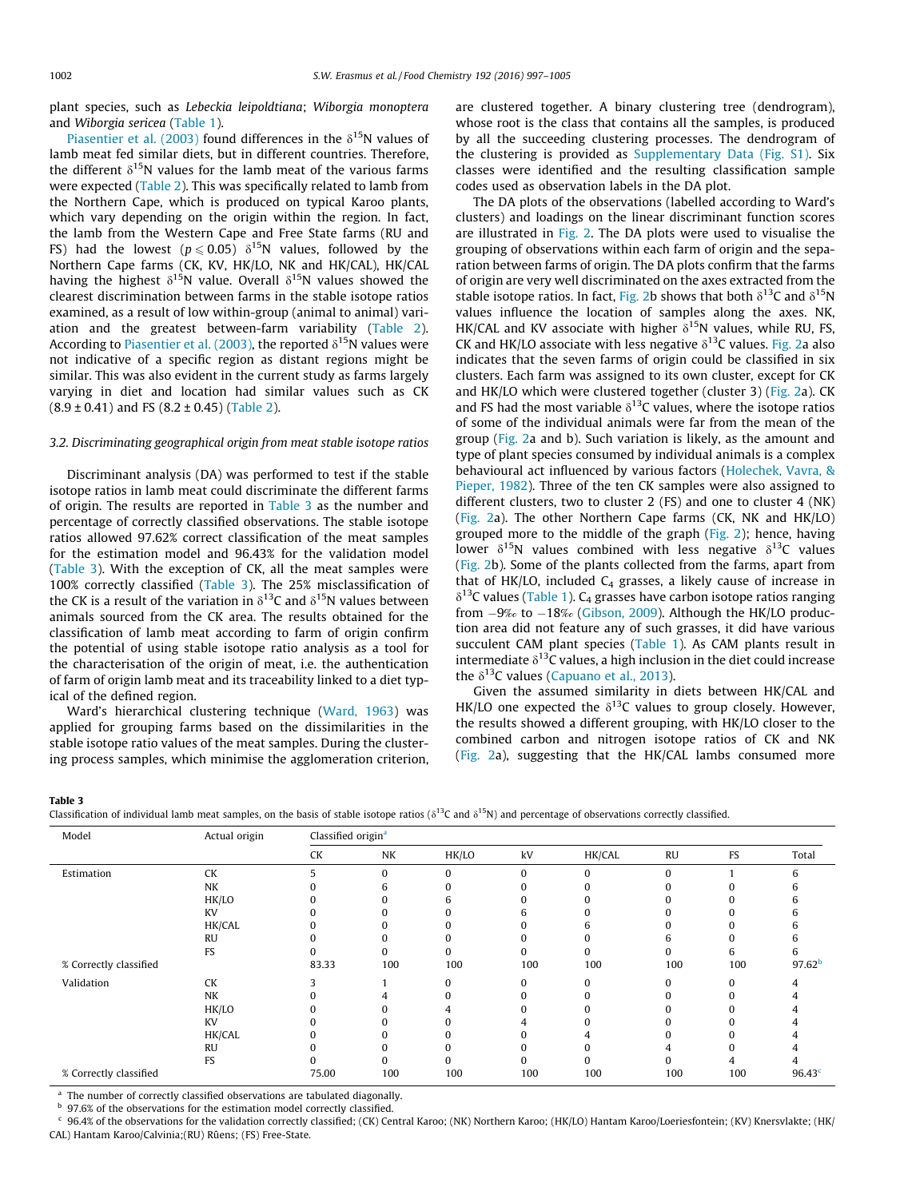plant species, such as *Lebeckia leipoldtiana*; *Wiborgia monoptera* and *Wiborgia sericea* (Table 1).

Piasentier et al. (2003) found differences in the $\delta^{15}N$ values of lamb meat fed similar diets, but in different countries. Therefore, the different $\delta^{15}N$ values for the lamb meat of the various farms were expected (Table 2). This was specifically related to lamb from the Northern Cape, which is produced on typical Karoo plants, which vary depending on the origin within the region. In fact, the lamb from the Western Cape and Free State farms (RU and FS) had the lowest ($p \leqslant 0.05$) $\delta^{15}N$ values, followed by the Northern Cape farms (CK, KV, HK/LO, NK and HK/CAL), HK/CAL having the highest $\delta^{15}N$ value. Overall $\delta^{15}N$ values showed the clearest discrimination between farms in the stable isotope ratios examined, as a result of low within-group (animal to animal) variation and the greatest between-farm variability (Table 2). According to Piasentier et al. (2003), the reported $\delta^{15}N$ values were not indicative of a specific region as distant regions might be similar. This was also evident in the current study as farms largely varying in diet and location had similar values such as CK (8.9 ± 0.41) and FS (8.2 ± 0.45) (Table 2).

### 3.2. Discriminating geographical origin from meat stable isotope ratios

Discriminant analysis (DA) was performed to test if the stable isotope ratios in lamb meat could discriminate the different farms of origin. The results are reported in Table 3 as the number and percentage of correctly classified observations. The stable isotope ratios allowed 97.62% correct classification of the meat samples for the estimation model and 96.43% for the validation model (Table 3). With the exception of CK, all the meat samples were 100% correctly classified (Table 3). The 25% misclassification of the CK is a result of the variation in $\delta^{13}C$ and $\delta^{15}N$ values between animals sourced from the CK area. The results obtained for the classification of lamb meat according to farm of origin confirm the potential of using stable isotope ratio analysis as a tool for the characterisation of the origin of meat, i.e. the authentication of farm of origin lamb meat and its traceability linked to a diet typical of the defined region.

Ward's hierarchical clustering technique (Ward, 1963) was applied for grouping farms based on the dissimilarities in the stable isotope ratio values of the meat samples. During the clustering process samples, which minimise the agglomeration criterion, are clustered together. A binary clustering tree (dendrogram), whose root is the class that contains all the samples, is produced by all the succeeding clustering processes. The dendrogram of the clustering is provided as Supplementary Data (Fig. S1). Six classes were identified and the resulting classification sample codes used as observation labels in the DA plot.

The DA plots of the observations (labelled according to Ward's clusters) and loadings on the linear discriminant function scores are illustrated in Fig. 2. The DA plots were used to visualise the grouping of observations within each farm of origin and the separation between farms of origin. The DA plots confirm that the farms of origin are very well discriminated on the axes extracted from the stable isotope ratios. In fact, Fig. 2b shows that both $\delta^{13}C$ and $\delta^{15}N$ values influence the location of samples along the axes. NK, HK/CAL and KV associate with higher $\delta^{15}N$ values, while RU, FS, CK and HK/LO associate with less negative $\delta^{13}C$ values. Fig. 2a also indicates that the seven farms of origin could be classified in six clusters. Each farm was assigned to its own cluster, except for CK and HK/LO which were clustered together (cluster 3) (Fig. 2a). CK and FS had the most variable $\delta^{13}C$ values, where the isotope ratios of some of the individual animals were far from the mean of the group (Fig. 2a and b). Such variation is likely, as the amount and type of plant species consumed by individual animals is a complex behavioural act influenced by various factors (Holechek, Vavra, & Pieper, 1982). Three of the ten CK samples were also assigned to different clusters, two to cluster 2 (FS) and one to cluster 4 (NK) (Fig. 2a). The other Northern Cape farms (CK, NK and HK/LO) grouped more to the middle of the graph (Fig. 2); hence, having lower $\delta^{15}N$ values combined with less negative $\delta^{13}C$ values (Fig. 2b). Some of the plants collected from the farms, apart from that of HK/LO, included $C_4$ grasses, a likely cause of increase in $\delta^{13}C$ values (Table 1). $C_4$ grasses have carbon isotope ratios ranging from −9‰ to −18‰ (Gibson, 2009). Although the HK/LO production area did not feature any of such grasses, it did have various succulent CAM plant species (Table 1). As CAM plants result in intermediate $\delta^{13}C$ values, a high inclusion in the diet could increase the $\delta^{13}C$ values (Capuano et al., 2013).

Given the assumed similarity in diets between HK/CAL and HK/LO one expected the $\delta^{13}C$ values to group closely. However, the results showed a different grouping, with HK/LO closer to the combined carbon and nitrogen isotope ratios of CK and NK (Fig. 2a), suggesting that the HK/CAL lambs consumed more

**Table 3**
Classification of individual lamb meat samples, on the basis of stable isotope ratios ($\delta^{13}C$ and $\delta^{15}N$) and percentage of observations correctly classified.

| Model | Actual origin | Classified origin[a] | | | | | | | |
|---|---|---|---|---|---|---|---|---|---|
| | | CK | NK | HK/LO | kV | HK/CAL | RU | FS | Total |
| Estimation | CK | 5 | 0 | 0 | 0 | 0 | 0 | 1 | 6 |
| | NK | 0 | 6 | 0 | 0 | 0 | 0 | 0 | 6 |
| | HK/LO | 0 | 0 | 6 | 0 | 0 | 0 | 0 | 6 |
| | KV | 0 | 0 | 0 | 6 | 0 | 0 | 0 | 6 |
| | HK/CAL | 0 | 0 | 0 | 0 | 6 | 0 | 0 | 6 |
| | RU | 0 | 0 | 0 | 0 | 0 | 6 | 0 | 6 |
| | FS | 0 | 0 | 0 | 0 | 0 | 0 | 6 | 6 |
| % Correctly classified | | 83.33 | 100 | 100 | 100 | 100 | 100 | 100 | 97.62[b] |
| Validation | CK | 3 | 1 | 0 | 0 | 0 | 0 | 0 | 4 |
| | NK | 0 | 4 | 0 | 0 | 0 | 0 | 0 | 4 |
| | HK/LO | 0 | 0 | 4 | 0 | 0 | 0 | 0 | 4 |
| | KV | 0 | 0 | 0 | 4 | 0 | 0 | 0 | 4 |
| | HK/CAL | 0 | 0 | 0 | 0 | 4 | 0 | 0 | 4 |
| | RU | 0 | 0 | 0 | 0 | 0 | 4 | 0 | 4 |
| | FS | 0 | 0 | 0 | 0 | 0 | 0 | 4 | 4 |
| % Correctly classified | | 75.00 | 100 | 100 | 100 | 100 | 100 | 100 | 96.43[c] |

[a] The number of correctly classified observations are tabulated diagonally.
[b] 97.6% of the observations for the estimation model correctly classified.
[c] 96.4% of the observations for the validation correctly classified; (CK) Central Karoo; (NK) Northern Karoo; (HK/LO) Hantam Karoo/Loeriesfontein; (KV) Knersvlakte; (HK/CAL) Hantam Karoo/Calvinia;(RU) Rûens; (FS) Free-State.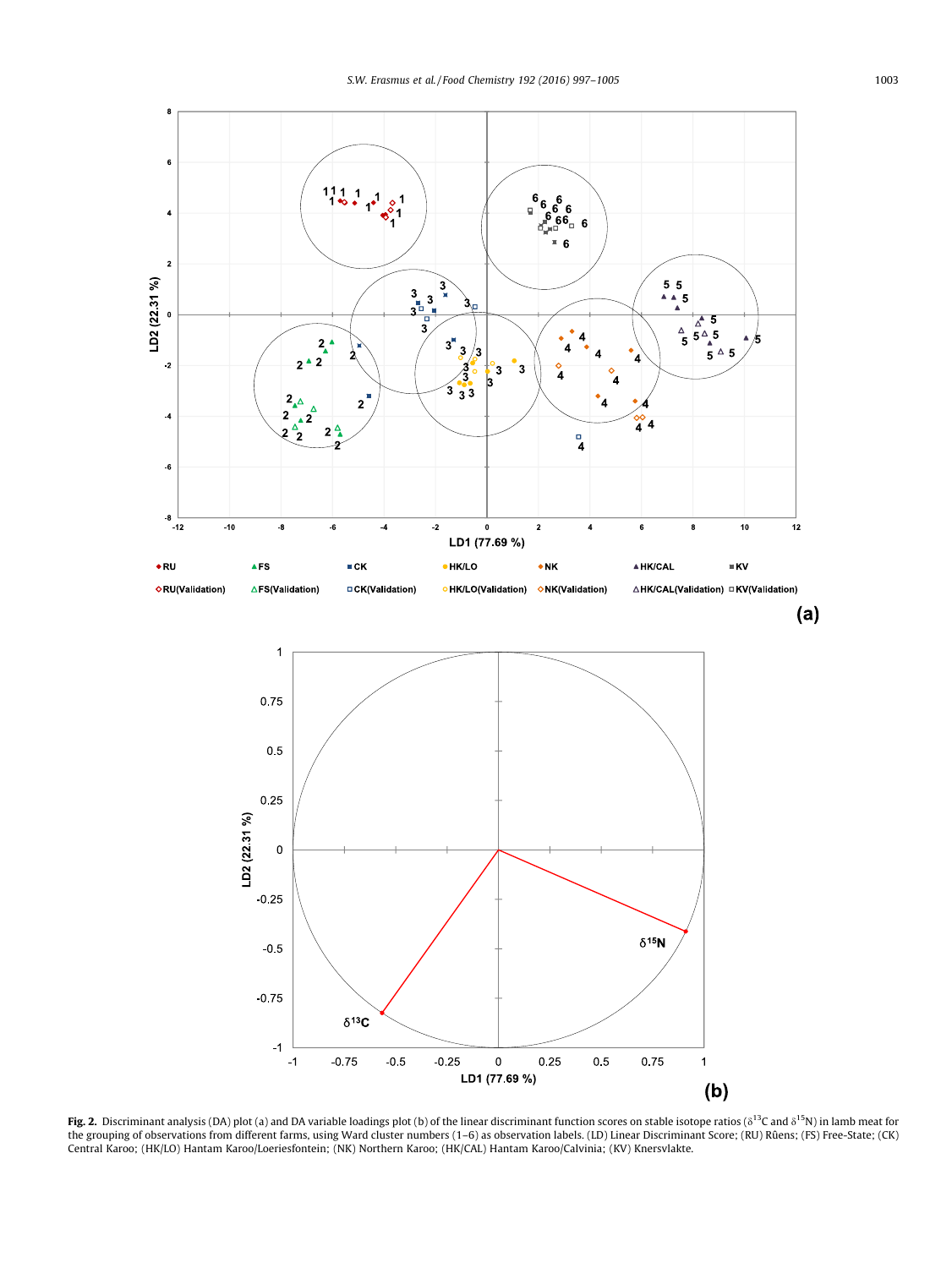Fig. 2. Discriminant analysis (DA) plot (a) and DA variable loadings plot (b) of the linear discriminant function scores on stable isotope ratios ($\delta^{13}C$ and $\delta^{15}N$) in lamb meat for the grouping of observations from different farms, using Ward cluster numbers (1–6) as observation labels. (LD) Linear Discriminant Score; (RU) Rûens; (FS) Free-State; (CK) Central Karoo; (HK/LO) Hantam Karoo/Loeriesfontein; (NK) Northern Karoo; (HK/CAL) Hantam Karoo/Calvinia; (KV) Knersvlakte.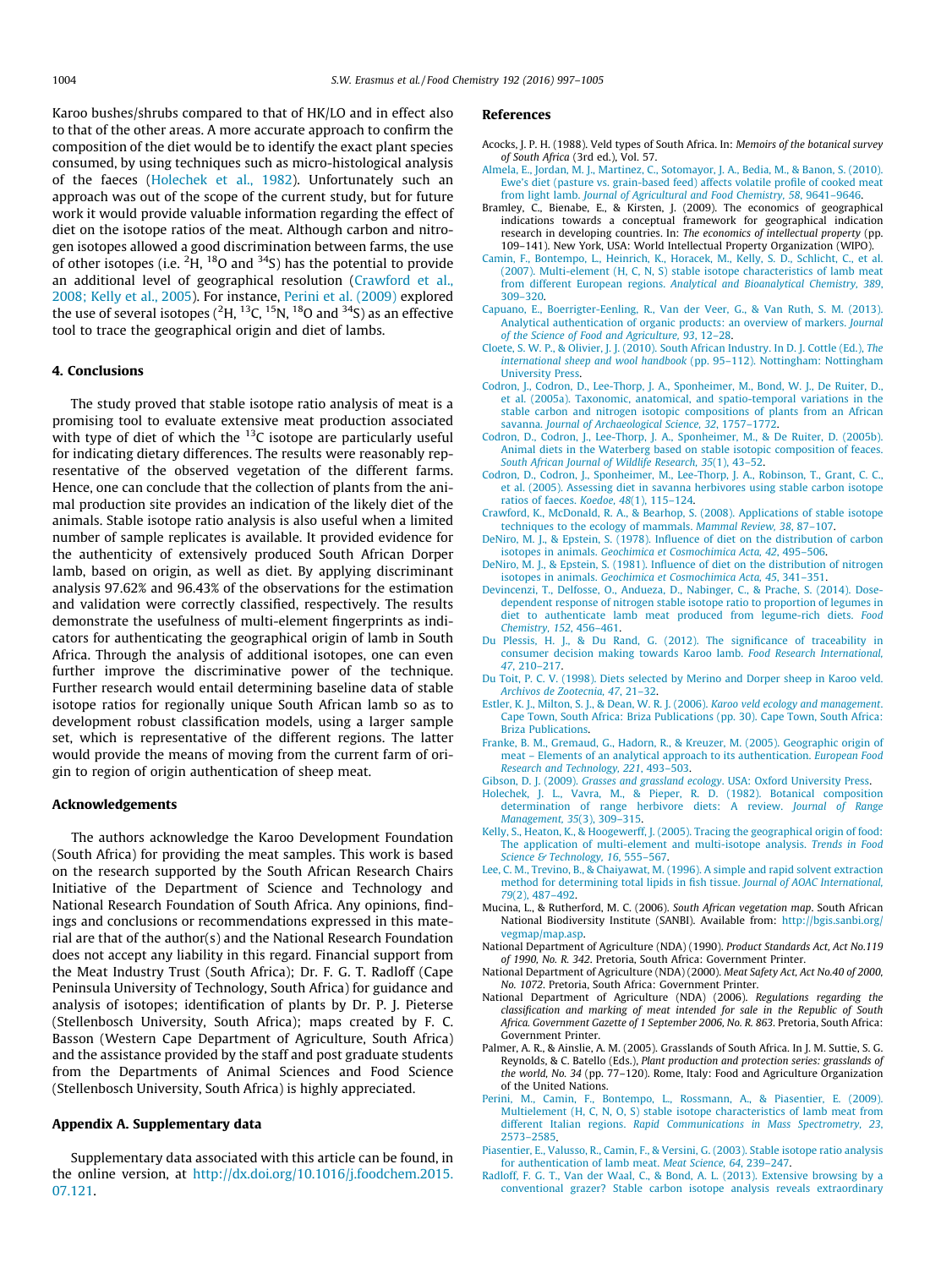Karoo bushes/shrubs compared to that of HK/LO and in effect also to that of the other areas. A more accurate approach to confirm the composition of the diet would be to identify the exact plant species consumed, by using techniques such as micro-histological analysis of the faeces (Holechek et al., 1982). Unfortunately such an approach was out of the scope of the current study, but for future work it would provide valuable information regarding the effect of diet on the isotope ratios of the meat. Although carbon and nitrogen isotopes allowed a good discrimination between farms, the use of other isotopes (i.e. $^{2}$H, $^{18}$O and $^{34}$S) has the potential to provide an additional level of geographical resolution (Crawford et al., 2008; Kelly et al., 2005). For instance, Perini et al. (2009) explored the use of several isotopes ($^{2}$H, $^{13}$C, $^{15}$N, $^{18}$O and $^{34}$S) as an effective tool to trace the geographical origin and diet of lambs.

## 4. Conclusions

The study proved that stable isotope ratio analysis of meat is a promising tool to evaluate extensive meat production associated with type of diet of which the $^{13}$C isotope are particularly useful for indicating dietary differences. The results were reasonably representative of the observed vegetation of the different farms. Hence, one can conclude that the collection of plants from the animal production site provides an indication of the likely diet of the animals. Stable isotope ratio analysis is also useful when a limited number of sample replicates is available. It provided evidence for the authenticity of extensively produced South African Dorper lamb, based on origin, as well as diet. By applying discriminant analysis 97.62% and 96.43% of the observations for the estimation and validation were correctly classified, respectively. The results demonstrate the usefulness of multi-element fingerprints as indicators for authenticating the geographical origin of lamb in South Africa. Through the analysis of additional isotopes, one can even further improve the discriminative power of the technique. Further research would entail determining baseline data of stable isotope ratios for regionally unique South African lamb so as to development robust classification models, using a larger sample set, which is representative of the different regions. The latter would provide the means of moving from the current farm of origin to region of origin authentication of sheep meat.

## Acknowledgements

The authors acknowledge the Karoo Development Foundation (South Africa) for providing the meat samples. This work is based on the research supported by the South African Research Chairs Initiative of the Department of Science and Technology and National Research Foundation of South Africa. Any opinions, findings and conclusions or recommendations expressed in this material are that of the author(s) and the National Research Foundation does not accept any liability in this regard. Financial support from the Meat Industry Trust (South Africa); Dr. F. G. T. Radloff (Cape Peninsula University of Technology, South Africa) for guidance and analysis of isotopes; identification of plants by Dr. P. J. Pieterse (Stellenbosch University, South Africa); maps created by F. C. Basson (Western Cape Department of Agriculture, South Africa) and the assistance provided by the staff and post graduate students from the Departments of Animal Sciences and Food Science (Stellenbosch University, South Africa) is highly appreciated.

## Appendix A. Supplementary data

Supplementary data associated with this article can be found, in the online version, at http://dx.doi.org/10.1016/j.foodchem.2015.07.121.

## References

Acocks, J. P. H. (1988). Veld types of South Africa. In: *Memoirs of the botanical survey of South Africa* (3rd ed.), Vol. 57.

Almela, E., Jordan, M. J., Martinez, C., Sotomayor, J. A., Bedia, M., & Banon, S. (2010). Ewe's diet (pasture vs. grain-based feed) affects volatile profile of cooked meat from light lamb. *Journal of Agricultural and Food Chemistry, 58*, 9641–9646.

Bramley, C., Bienabe, E., & Kirsten, J. (2009). The economics of geographical indications towards a conceptual framework for geographical indication research in developing countries. In: *The economics of intellectual property* (pp. 109–141). New York, USA: World Intellectual Property Organization (WIPO).

Camin, F., Bontempo, L., Heinrich, K., Horacek, M., Kelly, S. D., Schlicht, C., et al. (2007). Multi-element (H, C, N, S) stable isotope characteristics of lamb meat from different European regions. *Analytical and Bioanalytical Chemistry, 389*, 309–320.

Capuano, E., Boerrigter-Eenling, R., Van der Veer, G., & Van Ruth, S. M. (2013). Analytical authentication of organic products: an overview of markers. *Journal of the Science of Food and Agriculture, 93*, 12–28.

Cloete, S. W. P., & Olivier, J. J. (2010). South African Industry. In D. J. Cottle (Ed.), *The international sheep and wool handbook* (pp. 95–112). Nottingham: Nottingham University Press.

Codron, J., Codron, D., Lee-Thorp, J. A., Sponheimer, M., Bond, W. J., De Ruiter, D., et al. (2005a). Taxonomic, anatomical, and spatio-temporal variations in the stable carbon and nitrogen isotopic compositions of plants from an African savanna. *Journal of Archaeological Science, 32*, 1757–1772.

Codron, D., Codron, J., Lee-Thorp, J. A., Sponheimer, M., & De Ruiter, D. (2005b). Animal diets in the Waterberg based on stable isotopic composition of feaces. *South African Journal of Wildlife Research, 35*(1), 43–52.

Codron, D., Codron, J., Sponheimer, M., Lee-Thorp, J. A., Robinson, T., Grant, C. C., et al. (2005). Assessing diet in savanna herbivores using stable carbon isotope ratios of faeces. *Koedoe, 48*(1), 115–124.

Crawford, K., McDonald, R. A., & Bearhop, S. (2008). Applications of stable isotope techniques to the ecology of mammals. *Mammal Review, 38*, 87–107.

DeNiro, M. J., & Epstein, S. (1978). Influence of diet on the distribution of carbon isotopes in animals. *Geochimica et Cosmochimica Acta, 42*, 495–506.

DeNiro, M. J., & Epstein, S. (1981). Influence of diet on the distribution of nitrogen isotopes in animals. *Geochimica et Cosmochimica Acta, 45*, 341–351.

Devincenzi, T., Delfosse, O., Andueza, D., Nabinger, C., & Prache, S. (2014). Dose-dependent response of nitrogen stable isotope ratio to proportion of legumes in diet to authenticate lamb meat produced from legume-rich diets. *Food Chemistry, 152*, 456–461.

Du Plessis, H. J., & Du Rand, G. (2012). The significance of traceability in consumer decision making towards Karoo lamb. *Food Research International, 47*, 210–217.

Du Toit, P. C. V. (1998). Diets selected by Merino and Dorper sheep in Karoo veld. *Archivos de Zootecnia, 47*, 21–32.

Estler, K. J., Milton, S. J., & Dean, W. R. J. (2006). *Karoo veld ecology and management*. Cape Town, South Africa: Briza Publications (pp. 30). Cape Town, South Africa: Briza Publications.

Franke, B. M., Gremaud, G., Hadorn, R., & Kreuzer, M. (2005). Geographic origin of meat – Elements of an analytical approach to its authentication. *European Food Research and Technology, 221*, 493–503.

Gibson, D. J. (2009). *Grasses and grassland ecology*. USA: Oxford University Press.

Holechek, J. L., Vavra, M., & Pieper, R. D. (1982). Botanical composition determination of range herbivore diets: A review. *Journal of Range Management, 35*(3), 309–315.

Kelly, S., Heaton, K., & Hoogewerff, J. (2005). Tracing the geographical origin of food: The application of multi-element and multi-isotope analysis. *Trends in Food Science & Technology, 16*, 555–567.

Lee, C. M., Trevino, B., & Chaiyawat, M. (1996). A simple and rapid solvent extraction method for determining total lipids in fish tissue. *Journal of AOAC International, 79*(2), 487–492.

Mucina, L., & Rutherford, M. C. (2006). *South African vegetation map*. South African National Biodiversity Institute (SANBI). Available from: http://bgis.sanbi.org/vegmap/map.asp.

National Department of Agriculture (NDA) (1990). *Product Standards Act, Act No.119 of 1990, No. R. 342*. Pretoria, South Africa: Government Printer.

National Department of Agriculture (NDA) (2000). *Meat Safety Act, Act No.40 of 2000, No. 1072*. Pretoria, South Africa: Government Printer.

National Department of Agriculture (NDA) (2006). *Regulations regarding the classification and marking of meat intended for sale in the Republic of South Africa. Government Gazette of 1 September 2006, No. R. 863*. Pretoria, South Africa: Government Printer.

Palmer, A. R., & Ainslie, A. M. (2005). Grasslands of South Africa. In J. M. Suttie, S. G. Reynolds, & C. Batello (Eds.), *Plant production and protection series: grasslands of the world, No. 34* (pp. 77–120). Rome, Italy: Food and Agriculture Organization of the United Nations.

Perini, M., Camin, F., Bontempo, L., Rossmann, A., & Piasentier, E. (2009). Multielement (H, C, N, O, S) stable isotope characteristics of lamb meat from different Italian regions. *Rapid Communications in Mass Spectrometry, 23*, 2573–2585.

Piasentier, E., Valusso, R., Camin, F., & Versini, G. (2003). Stable isotope ratio analysis for authentication of lamb meat. *Meat Science, 64*, 239–247.

Radloff, F. G. T., Van der Waal, C., & Bond, A. L. (2013). Extensive browsing by a conventional grazer? Stable carbon isotope analysis reveals extraordinary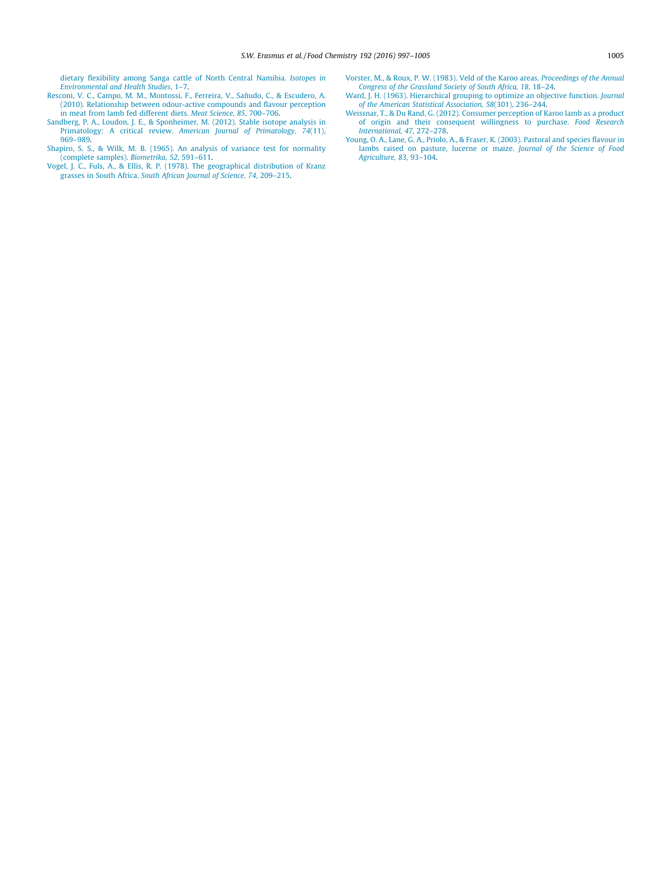dietary flexibility among Sanga cattle of North Central Namibia. *Isotopes in Environmental and Health Studies*, 1–7.

Resconi, V. C., Campo, M. M., Montossi, F., Ferreira, V., Sañudo, C., & Escudero, A. (2010). Relationship between odour-active compounds and flavour perception in meat from lamb fed different diets. *Meat Science, 85*, 700–706.

Sandberg, P. A., Loudon, J. E., & Sponheimer, M. (2012). Stable isotope analysis in Primatology: A critical review. *American Journal of Primatology, 74*(11), 969–989.

Shapiro, S. S., & Wilk, M. B. (1965). An analysis of variance test for normality (complete samples). *Biometrika, 52*, 591–611.

Vogel, J. C., Fuls, A., & Ellis, R. P. (1978). The geographical distribution of Kranz grasses in South Africa. *South African Journal of Science, 74*, 209–215.

Vorster, M., & Roux, P. W. (1983). Veld of the Karoo areas. *Proceedings of the Annual Congress of the Grassland Society of South Africa, 18*, 18–24.

Ward, J. H. (1963). Hierarchical grouping to optimize an objective function. *Journal of the American Statistical Association, 58*(301), 236–244.

Weissnar, T., & Du Rand, G. (2012). Consumer perception of Karoo lamb as a product of origin and their consequent willingness to purchase. *Food Research International, 47*, 272–278.

Young, O. A., Lane, G. A., Priolo, A., & Fraser, K. (2003). Pastoral and species flavour in lambs raised on pasture, lucerne or maize. *Journal of the Science of Food Agriculture, 83*, 93–104.